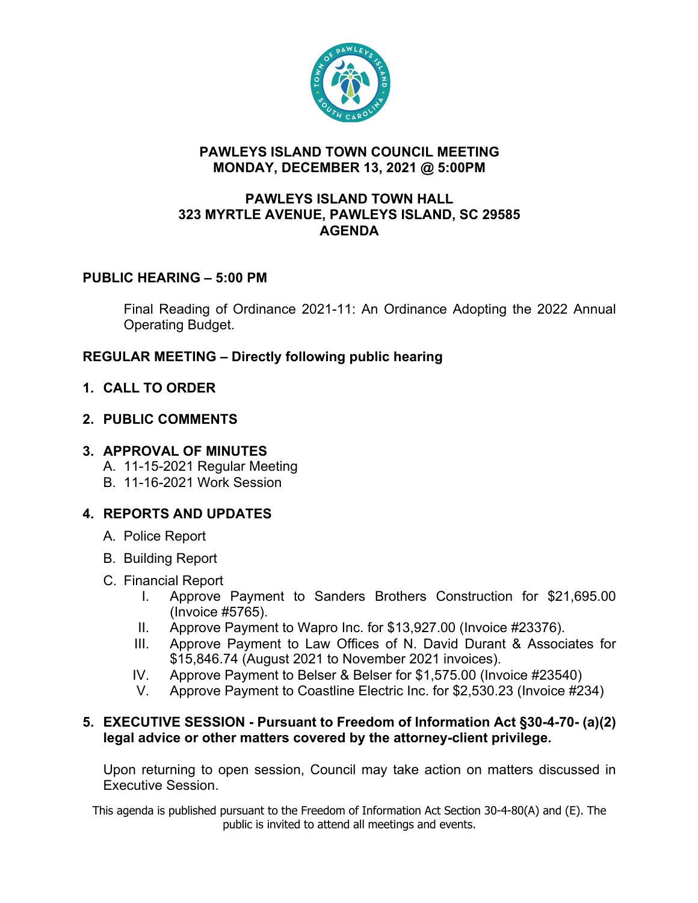# PAWLEYS ISLAND TOWN COUNCIL MEETING
# MONDAY, DECEMBER 13, 2021 @ 5:00PM

## PAWLEYS ISLAND TOWN HALL
## 323 MYRTLE AVENUE, PAWLEYS ISLAND, SC 29585
## AGENDA

**PUBLIC HEARING – 5:00 PM**

Final Reading of Ordinance 2021-11: An Ordinance Adopting the 2022 Annual Operating Budget.

**REGULAR MEETING – Directly following public hearing**

1. **CALL TO ORDER**

2. **PUBLIC COMMENTS**

3. **APPROVAL OF MINUTES**
   - A. 11-15-2021 Regular Meeting
   - B. 11-16-2021 Work Session

4. **REPORTS AND UPDATES**
   - A. Police Report
   - B. Building Report
   - C. Financial Report
     - I. Approve Payment to Sanders Brothers Construction for $21,695.00 (Invoice #5765).
     - II. Approve Payment to Wapro Inc. for $13,927.00 (Invoice #23376).
     - III. Approve Payment to Law Offices of N. David Durant & Associates for $15,846.74 (August 2021 to November 2021 invoices).
     - IV. Approve Payment to Belser & Belser for $1,575.00 (Invoice #23540)
     - V. Approve Payment to Coastline Electric Inc. for $2,530.23 (Invoice #234)

5. **EXECUTIVE SESSION - Pursuant to Freedom of Information Act §30-4-70- (a)(2) legal advice or other matters covered by the attorney-client privilege.**

   Upon returning to open session, Council may take action on matters discussed in Executive Session.

This agenda is published pursuant to the Freedom of Information Act Section 30-4-80(A) and (E). The public is invited to attend all meetings and events.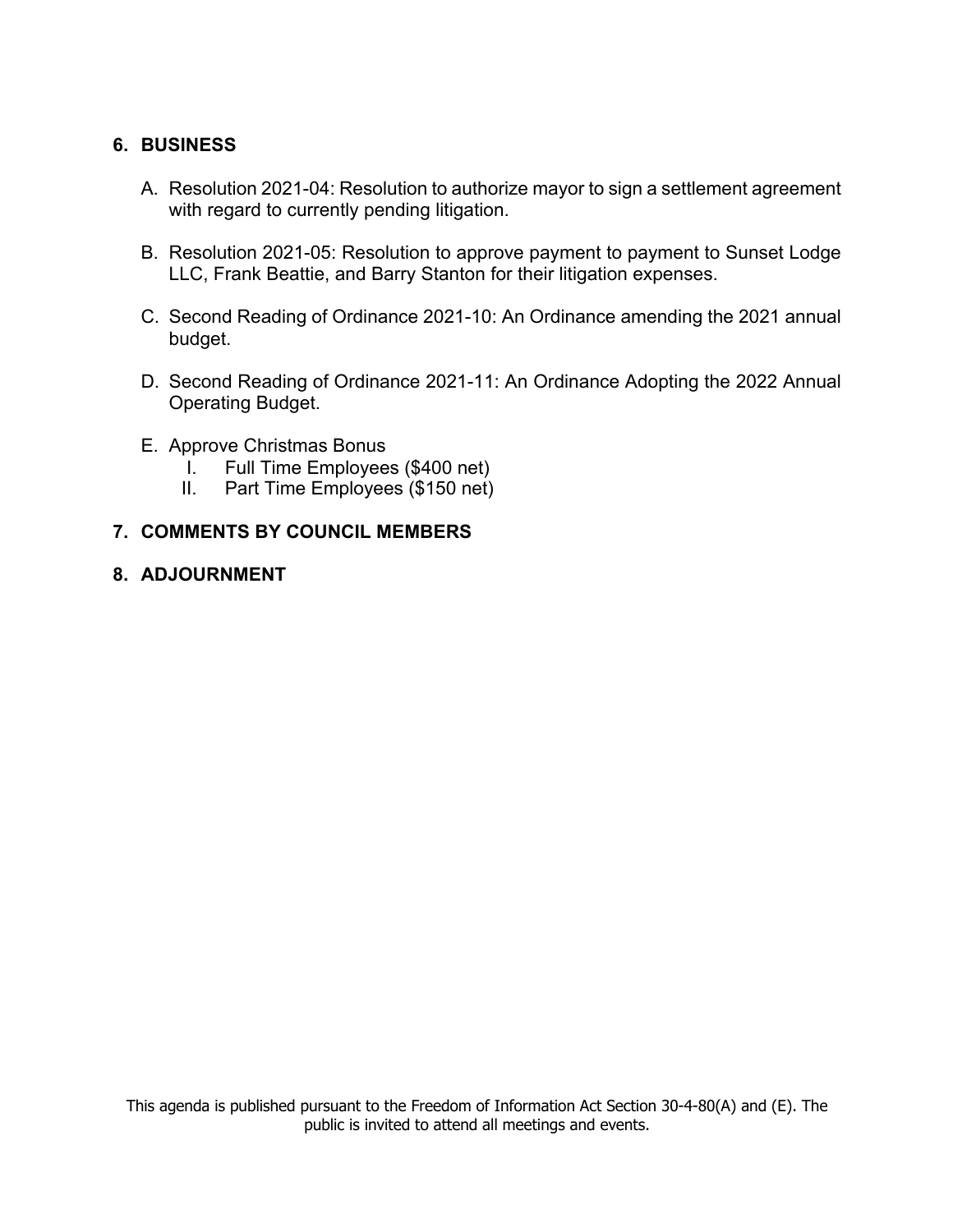## 6. BUSINESS

A. Resolution 2021-04: Resolution to authorize mayor to sign a settlement agreement with regard to currently pending litigation.

B. Resolution 2021-05: Resolution to approve payment to payment to Sunset Lodge LLC, Frank Beattie, and Barry Stanton for their litigation expenses.

C. Second Reading of Ordinance 2021-10: An Ordinance amending the 2021 annual budget.

D. Second Reading of Ordinance 2021-11: An Ordinance Adopting the 2022 Annual Operating Budget.

E. Approve Christmas Bonus
   - I. Full Time Employees ($400 net)
   - II. Part Time Employees ($150 net)

## 7. COMMENTS BY COUNCIL MEMBERS

## 8. ADJOURNMENT

This agenda is published pursuant to the Freedom of Information Act Section 30-4-80(A) and (E). The public is invited to attend all meetings and events.